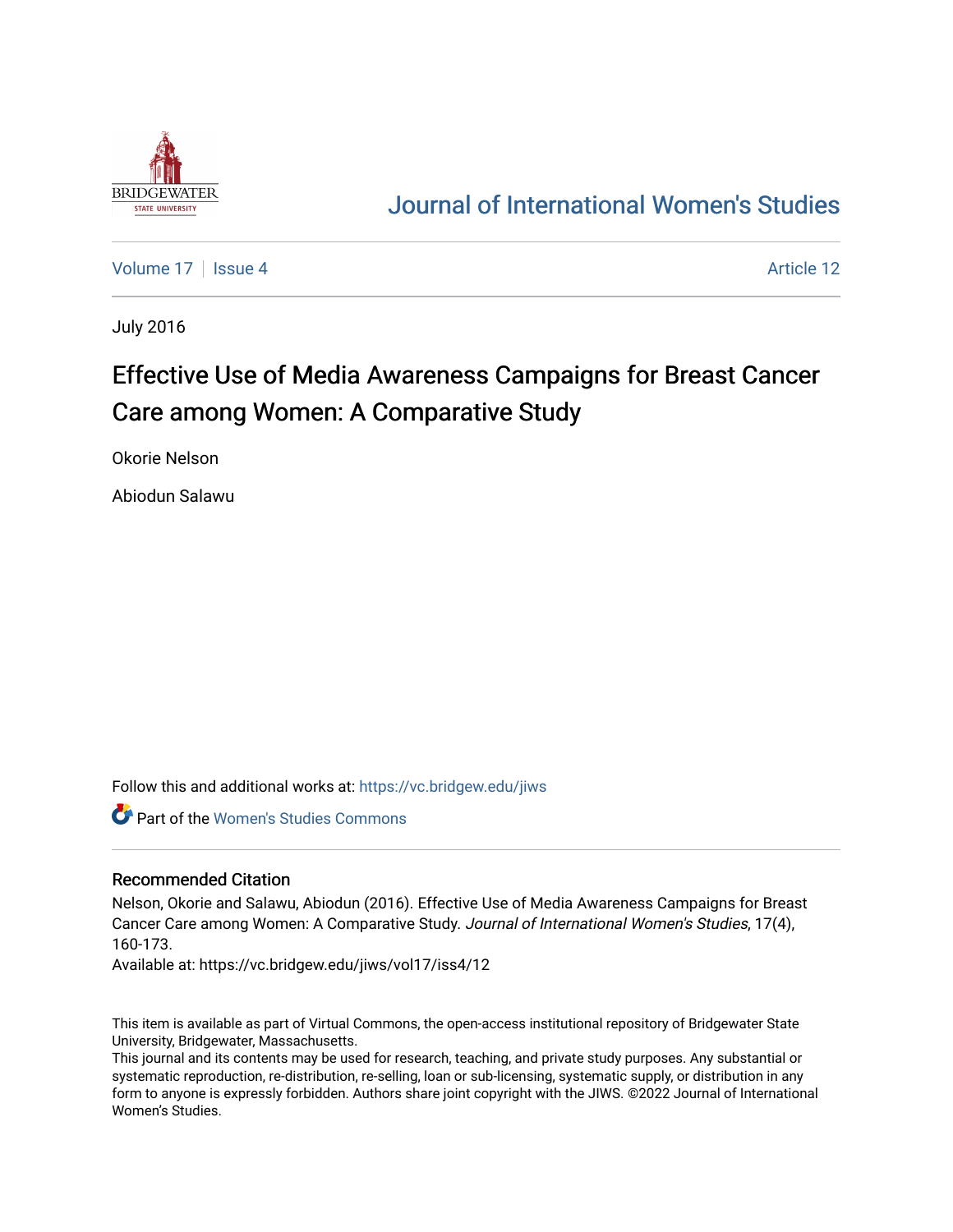# Journal of International Women's Studies

Volume 17 | Issue 4 | Article 12

July 2016

## Effective Use of Media Awareness Campaigns for Breast Cancer Care among Women: A Comparative Study

Okorie Nelson

Abiodun Salawu

Follow this and additional works at: https://vc.bridgew.edu/jiws

Part of the Women's Studies Commons

### Recommended Citation

Nelson, Okorie and Salawu, Abiodun (2016). Effective Use of Media Awareness Campaigns for Breast Cancer Care among Women: A Comparative Study. *Journal of International Women's Studies*, 17(4), 160-173.

Available at: https://vc.bridgew.edu/jiws/vol17/iss4/12

This item is available as part of Virtual Commons, the open-access institutional repository of Bridgewater State University, Bridgewater, Massachusetts.

This journal and its contents may be used for research, teaching, and private study purposes. Any substantial or systematic reproduction, re-distribution, re-selling, loan or sub-licensing, systematic supply, or distribution in any form to anyone is expressly forbidden. Authors share joint copyright with the JIWS. ©2022 Journal of International Women's Studies.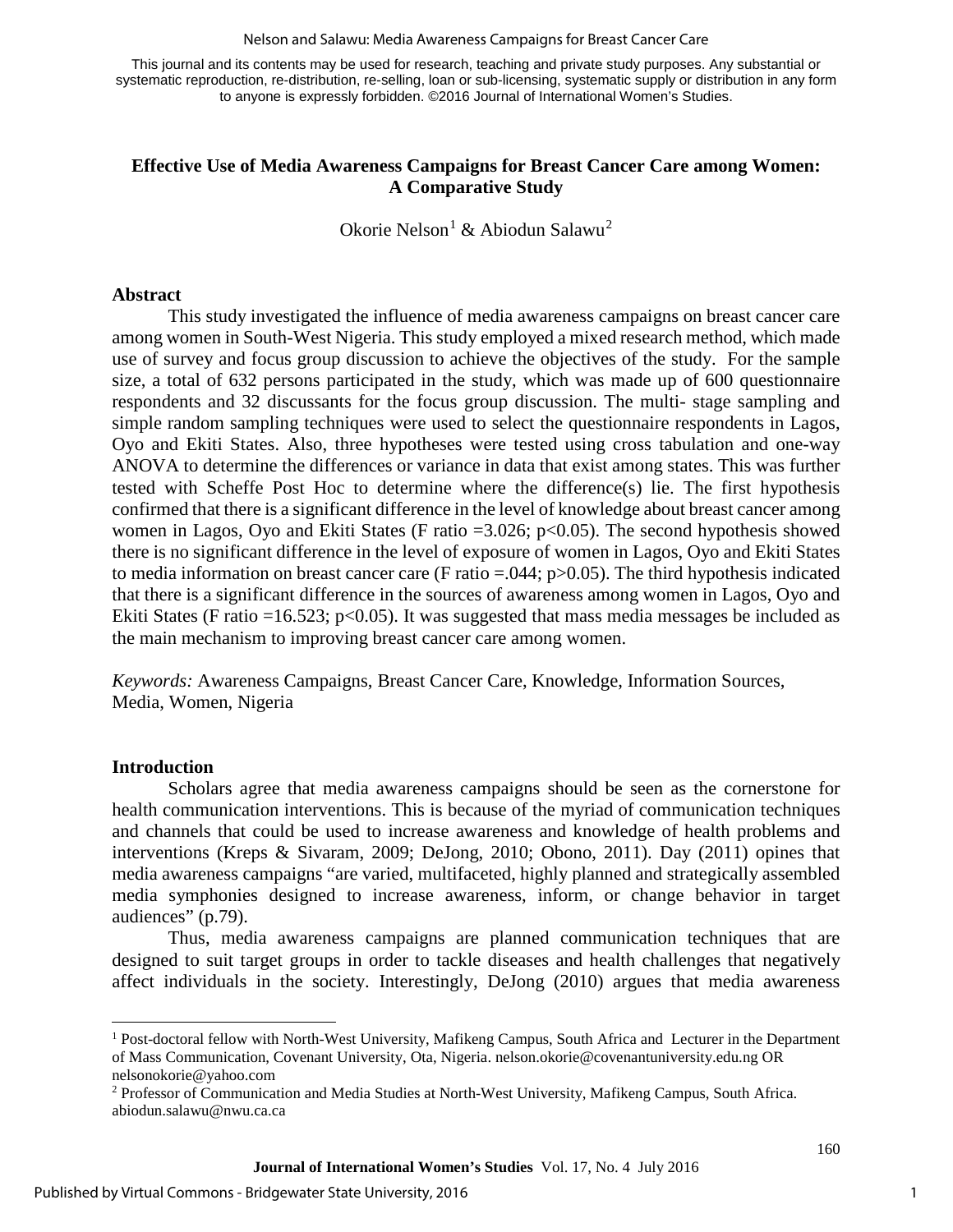This journal and its contents may be used for research, teaching and private study purposes. Any substantial or systematic reproduction, re-distribution, re-selling, loan or sub-licensing, systematic supply or distribution in any form to anyone is expressly forbidden. ©2016 Journal of International Women's Studies.

# Effective Use of Media Awareness Campaigns for Breast Cancer Care among Women: A Comparative Study

Okorie Nelson[1] & Abiodun Salawu[2]

## Abstract

This study investigated the influence of media awareness campaigns on breast cancer care among women in South-West Nigeria. This study employed a mixed research method, which made use of survey and focus group discussion to achieve the objectives of the study. For the sample size, a total of 632 persons participated in the study, which was made up of 600 questionnaire respondents and 32 discussants for the focus group discussion. The multi- stage sampling and simple random sampling techniques were used to select the questionnaire respondents in Lagos, Oyo and Ekiti States. Also, three hypotheses were tested using cross tabulation and one-way ANOVA to determine the differences or variance in data that exist among states. This was further tested with Scheffe Post Hoc to determine where the difference(s) lie. The first hypothesis confirmed that there is a significant difference in the level of knowledge about breast cancer among women in Lagos, Oyo and Ekiti States (F ratio =3.026; $p<0.05$). The second hypothesis showed there is no significant difference in the level of exposure of women in Lagos, Oyo and Ekiti States to media information on breast cancer care (F ratio =.044; $p>0.05$). The third hypothesis indicated that there is a significant difference in the sources of awareness among women in Lagos, Oyo and Ekiti States (F ratio =16.523; $p<0.05$). It was suggested that mass media messages be included as the main mechanism to improving breast cancer care among women.

*Keywords:* Awareness Campaigns, Breast Cancer Care, Knowledge, Information Sources, Media, Women, Nigeria

## Introduction

Scholars agree that media awareness campaigns should be seen as the cornerstone for health communication interventions. This is because of the myriad of communication techniques and channels that could be used to increase awareness and knowledge of health problems and interventions (Kreps & Sivaram, 2009; DeJong, 2010; Obono, 2011). Day (2011) opines that media awareness campaigns "are varied, multifaceted, highly planned and strategically assembled media symphonies designed to increase awareness, inform, or change behavior in target audiences" (p.79).

Thus, media awareness campaigns are planned communication techniques that are designed to suit target groups in order to tackle diseases and health challenges that negatively affect individuals in the society. Interestingly, DeJong (2010) argues that media awareness

[1] Post-doctoral fellow with North-West University, Mafikeng Campus, South Africa and Lecturer in the Department of Mass Communication, Covenant University, Ota, Nigeria. nelson.okorie@covenantuniversity.edu.ng OR nelsonokorie@yahoo.com

[2] Professor of Communication and Media Studies at North-West University, Mafikeng Campus, South Africa. abiodun.salawu@nwu.ca.ca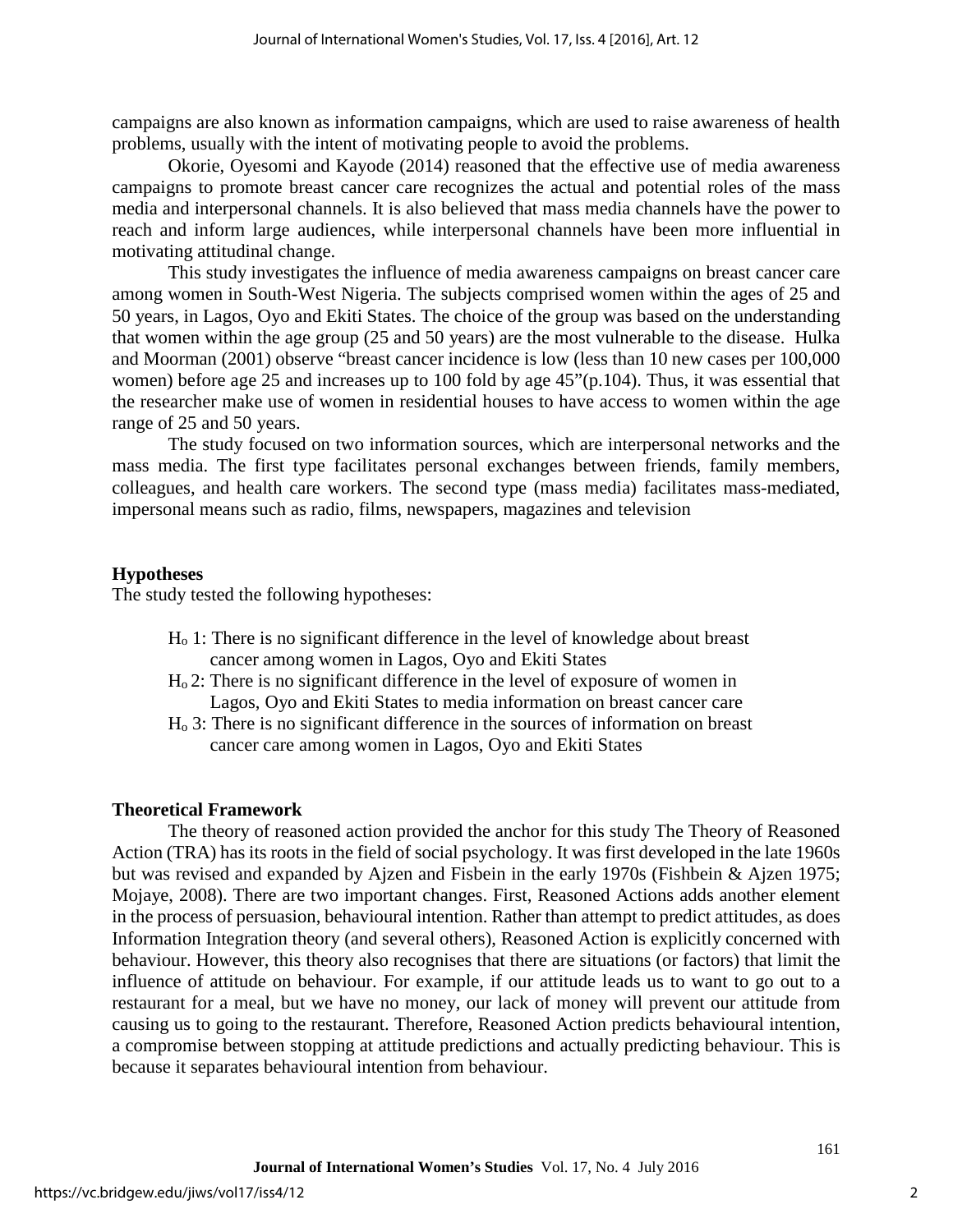campaigns are also known as information campaigns, which are used to raise awareness of health problems, usually with the intent of motivating people to avoid the problems.

Okorie, Oyesomi and Kayode (2014) reasoned that the effective use of media awareness campaigns to promote breast cancer care recognizes the actual and potential roles of the mass media and interpersonal channels. It is also believed that mass media channels have the power to reach and inform large audiences, while interpersonal channels have been more influential in motivating attitudinal change.

This study investigates the influence of media awareness campaigns on breast cancer care among women in South-West Nigeria. The subjects comprised women within the ages of 25 and 50 years, in Lagos, Oyo and Ekiti States. The choice of the group was based on the understanding that women within the age group (25 and 50 years) are the most vulnerable to the disease. Hulka and Moorman (2001) observe "breast cancer incidence is low (less than 10 new cases per 100,000 women) before age 25 and increases up to 100 fold by age 45"(p.104). Thus, it was essential that the researcher make use of women in residential houses to have access to women within the age range of 25 and 50 years.

The study focused on two information sources, which are interpersonal networks and the mass media. The first type facilitates personal exchanges between friends, family members, colleagues, and health care workers. The second type (mass media) facilitates mass-mediated, impersonal means such as radio, films, newspapers, magazines and television

## Hypotheses

The study tested the following hypotheses:

- $H_o$ 1: There is no significant difference in the level of knowledge about breast cancer among women in Lagos, Oyo and Ekiti States
- $H_o$ 2: There is no significant difference in the level of exposure of women in Lagos, Oyo and Ekiti States to media information on breast cancer care
- $H_o$ 3: There is no significant difference in the sources of information on breast cancer care among women in Lagos, Oyo and Ekiti States

## Theoretical Framework

The theory of reasoned action provided the anchor for this study The Theory of Reasoned Action (TRA) has its roots in the field of social psychology. It was first developed in the late 1960s but was revised and expanded by Ajzen and Fisbein in the early 1970s (Fishbein & Ajzen 1975; Mojaye, 2008). There are two important changes. First, Reasoned Actions adds another element in the process of persuasion, behavioural intention. Rather than attempt to predict attitudes, as does Information Integration theory (and several others), Reasoned Action is explicitly concerned with behaviour. However, this theory also recognises that there are situations (or factors) that limit the influence of attitude on behaviour. For example, if our attitude leads us to want to go out to a restaurant for a meal, but we have no money, our lack of money will prevent our attitude from causing us to going to the restaurant. Therefore, Reasoned Action predicts behavioural intention, a compromise between stopping at attitude predictions and actually predicting behaviour. This is because it separates behavioural intention from behaviour.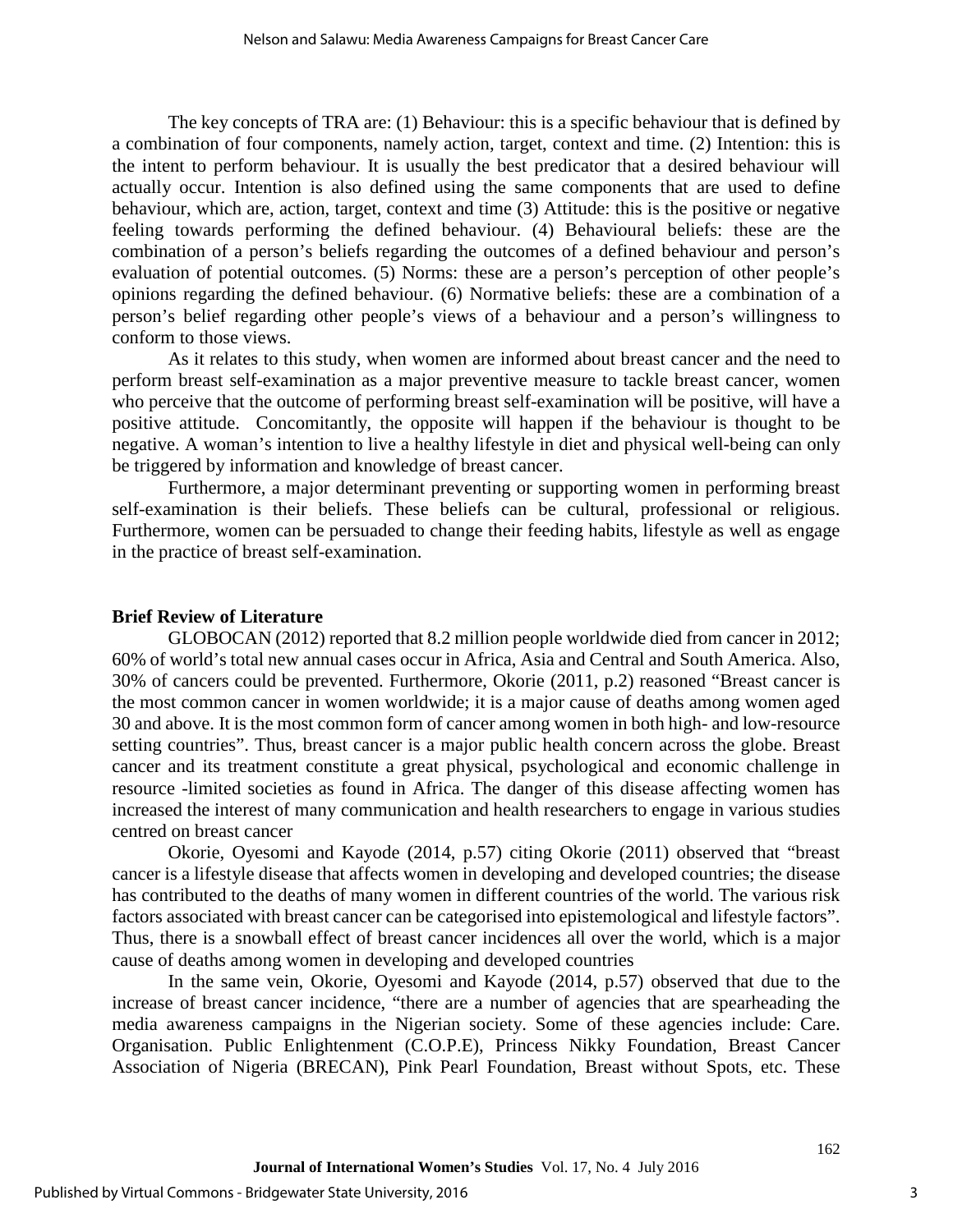The key concepts of TRA are: (1) Behaviour: this is a specific behaviour that is defined by a combination of four components, namely action, target, context and time. (2) Intention: this is the intent to perform behaviour. It is usually the best predicator that a desired behaviour will actually occur. Intention is also defined using the same components that are used to define behaviour, which are, action, target, context and time (3) Attitude: this is the positive or negative feeling towards performing the defined behaviour. (4) Behavioural beliefs: these are the combination of a person's beliefs regarding the outcomes of a defined behaviour and person's evaluation of potential outcomes. (5) Norms: these are a person's perception of other people's opinions regarding the defined behaviour. (6) Normative beliefs: these are a combination of a person's belief regarding other people's views of a behaviour and a person's willingness to conform to those views.

As it relates to this study, when women are informed about breast cancer and the need to perform breast self-examination as a major preventive measure to tackle breast cancer, women who perceive that the outcome of performing breast self-examination will be positive, will have a positive attitude. Concomitantly, the opposite will happen if the behaviour is thought to be negative. A woman's intention to live a healthy lifestyle in diet and physical well-being can only be triggered by information and knowledge of breast cancer.

Furthermore, a major determinant preventing or supporting women in performing breast self-examination is their beliefs. These beliefs can be cultural, professional or religious. Furthermore, women can be persuaded to change their feeding habits, lifestyle as well as engage in the practice of breast self-examination.

## Brief Review of Literature

GLOBOCAN (2012) reported that 8.2 million people worldwide died from cancer in 2012; 60% of world's total new annual cases occur in Africa, Asia and Central and South America. Also, 30% of cancers could be prevented. Furthermore, Okorie (2011, p.2) reasoned "Breast cancer is the most common cancer in women worldwide; it is a major cause of deaths among women aged 30 and above. It is the most common form of cancer among women in both high- and low-resource setting countries". Thus, breast cancer is a major public health concern across the globe. Breast cancer and its treatment constitute a great physical, psychological and economic challenge in resource -limited societies as found in Africa. The danger of this disease affecting women has increased the interest of many communication and health researchers to engage in various studies centred on breast cancer

Okorie, Oyesomi and Kayode (2014, p.57) citing Okorie (2011) observed that "breast cancer is a lifestyle disease that affects women in developing and developed countries; the disease has contributed to the deaths of many women in different countries of the world. The various risk factors associated with breast cancer can be categorised into epistemological and lifestyle factors". Thus, there is a snowball effect of breast cancer incidences all over the world, which is a major cause of deaths among women in developing and developed countries

In the same vein, Okorie, Oyesomi and Kayode (2014, p.57) observed that due to the increase of breast cancer incidence, "there are a number of agencies that are spearheading the media awareness campaigns in the Nigerian society. Some of these agencies include: Care. Organisation. Public Enlightenment (C.O.P.E), Princess Nikky Foundation, Breast Cancer Association of Nigeria (BRECAN), Pink Pearl Foundation, Breast without Spots, etc. These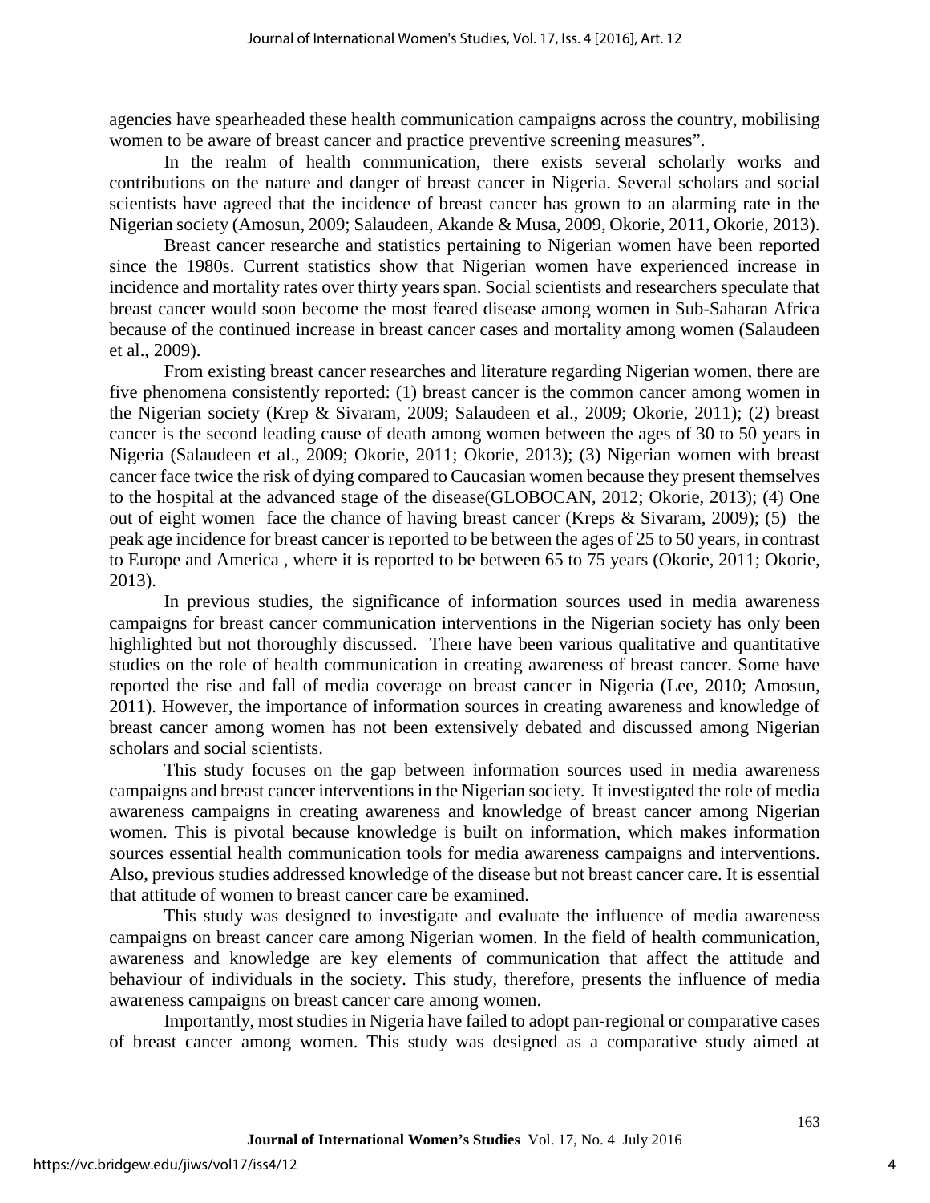agencies have spearheaded these health communication campaigns across the country, mobilising women to be aware of breast cancer and practice preventive screening measures".

In the realm of health communication, there exists several scholarly works and contributions on the nature and danger of breast cancer in Nigeria. Several scholars and social scientists have agreed that the incidence of breast cancer has grown to an alarming rate in the Nigerian society (Amosun, 2009; Salaudeen, Akande & Musa, 2009, Okorie, 2011, Okorie, 2013).

Breast cancer researche and statistics pertaining to Nigerian women have been reported since the 1980s. Current statistics show that Nigerian women have experienced increase in incidence and mortality rates over thirty years span. Social scientists and researchers speculate that breast cancer would soon become the most feared disease among women in Sub-Saharan Africa because of the continued increase in breast cancer cases and mortality among women (Salaudeen et al., 2009).

From existing breast cancer researches and literature regarding Nigerian women, there are five phenomena consistently reported: (1) breast cancer is the common cancer among women in the Nigerian society (Krep & Sivaram, 2009; Salaudeen et al., 2009; Okorie, 2011); (2) breast cancer is the second leading cause of death among women between the ages of 30 to 50 years in Nigeria (Salaudeen et al., 2009; Okorie, 2011; Okorie, 2013); (3) Nigerian women with breast cancer face twice the risk of dying compared to Caucasian women because they present themselves to the hospital at the advanced stage of the disease(GLOBOCAN, 2012; Okorie, 2013); (4) One out of eight women face the chance of having breast cancer (Kreps & Sivaram, 2009); (5) the peak age incidence for breast cancer is reported to be between the ages of 25 to 50 years, in contrast to Europe and America , where it is reported to be between 65 to 75 years (Okorie, 2011; Okorie, 2013).

In previous studies, the significance of information sources used in media awareness campaigns for breast cancer communication interventions in the Nigerian society has only been highlighted but not thoroughly discussed. There have been various qualitative and quantitative studies on the role of health communication in creating awareness of breast cancer. Some have reported the rise and fall of media coverage on breast cancer in Nigeria (Lee, 2010; Amosun, 2011). However, the importance of information sources in creating awareness and knowledge of breast cancer among women has not been extensively debated and discussed among Nigerian scholars and social scientists.

This study focuses on the gap between information sources used in media awareness campaigns and breast cancer interventions in the Nigerian society. It investigated the role of media awareness campaigns in creating awareness and knowledge of breast cancer among Nigerian women. This is pivotal because knowledge is built on information, which makes information sources essential health communication tools for media awareness campaigns and interventions. Also, previous studies addressed knowledge of the disease but not breast cancer care. It is essential that attitude of women to breast cancer care be examined.

This study was designed to investigate and evaluate the influence of media awareness campaigns on breast cancer care among Nigerian women. In the field of health communication, awareness and knowledge are key elements of communication that affect the attitude and behaviour of individuals in the society. This study, therefore, presents the influence of media awareness campaigns on breast cancer care among women.

Importantly, most studies in Nigeria have failed to adopt pan-regional or comparative cases of breast cancer among women. This study was designed as a comparative study aimed at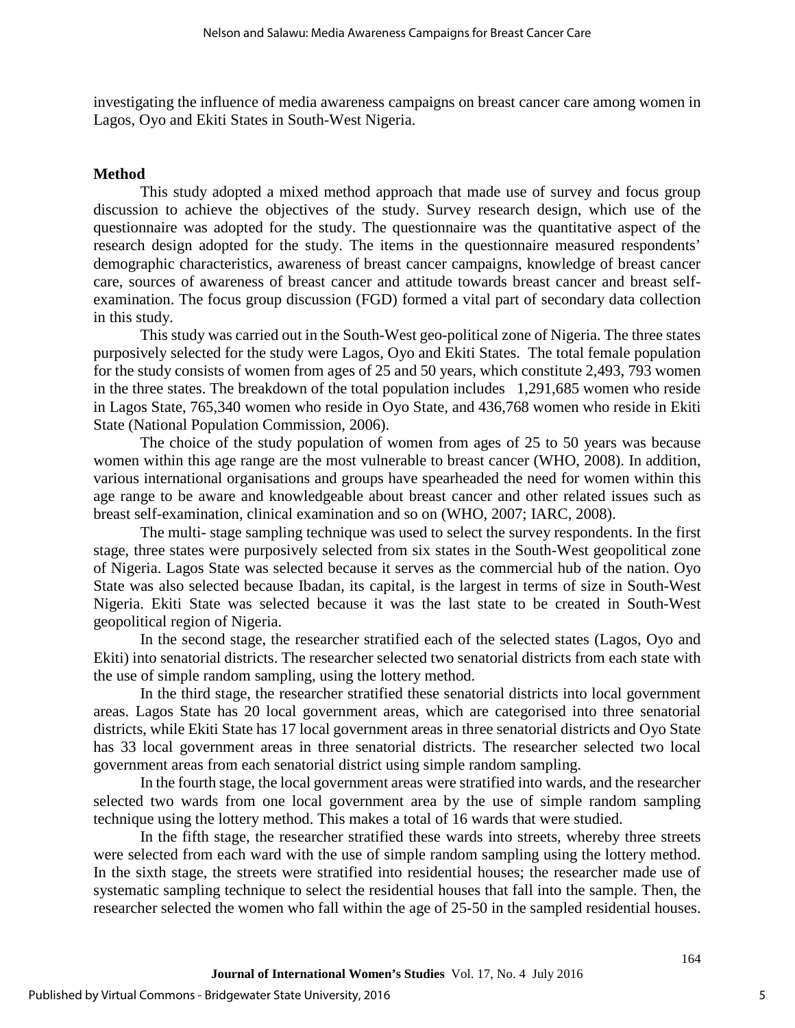investigating the influence of media awareness campaigns on breast cancer care among women in Lagos, Oyo and Ekiti States in South-West Nigeria.

## Method

This study adopted a mixed method approach that made use of survey and focus group discussion to achieve the objectives of the study. Survey research design, which use of the questionnaire was adopted for the study. The questionnaire was the quantitative aspect of the research design adopted for the study. The items in the questionnaire measured respondents' demographic characteristics, awareness of breast cancer campaigns, knowledge of breast cancer care, sources of awareness of breast cancer and attitude towards breast cancer and breast self-examination. The focus group discussion (FGD) formed a vital part of secondary data collection in this study.

This study was carried out in the South-West geo-political zone of Nigeria. The three states purposively selected for the study were Lagos, Oyo and Ekiti States. The total female population for the study consists of women from ages of 25 and 50 years, which constitute 2,493, 793 women in the three states. The breakdown of the total population includes 1,291,685 women who reside in Lagos State, 765,340 women who reside in Oyo State, and 436,768 women who reside in Ekiti State (National Population Commission, 2006).

The choice of the study population of women from ages of 25 to 50 years was because women within this age range are the most vulnerable to breast cancer (WHO, 2008). In addition, various international organisations and groups have spearheaded the need for women within this age range to be aware and knowledgeable about breast cancer and other related issues such as breast self-examination, clinical examination and so on (WHO, 2007; IARC, 2008).

The multi- stage sampling technique was used to select the survey respondents. In the first stage, three states were purposively selected from six states in the South-West geopolitical zone of Nigeria. Lagos State was selected because it serves as the commercial hub of the nation. Oyo State was also selected because Ibadan, its capital, is the largest in terms of size in South-West Nigeria. Ekiti State was selected because it was the last state to be created in South-West geopolitical region of Nigeria.

In the second stage, the researcher stratified each of the selected states (Lagos, Oyo and Ekiti) into senatorial districts. The researcher selected two senatorial districts from each state with the use of simple random sampling, using the lottery method.

In the third stage, the researcher stratified these senatorial districts into local government areas. Lagos State has 20 local government areas, which are categorised into three senatorial districts, while Ekiti State has 17 local government areas in three senatorial districts and Oyo State has 33 local government areas in three senatorial districts. The researcher selected two local government areas from each senatorial district using simple random sampling.

In the fourth stage, the local government areas were stratified into wards, and the researcher selected two wards from one local government area by the use of simple random sampling technique using the lottery method. This makes a total of 16 wards that were studied.

In the fifth stage, the researcher stratified these wards into streets, whereby three streets were selected from each ward with the use of simple random sampling using the lottery method. In the sixth stage, the streets were stratified into residential houses; the researcher made use of systematic sampling technique to select the residential houses that fall into the sample. Then, the researcher selected the women who fall within the age of 25-50 in the sampled residential houses.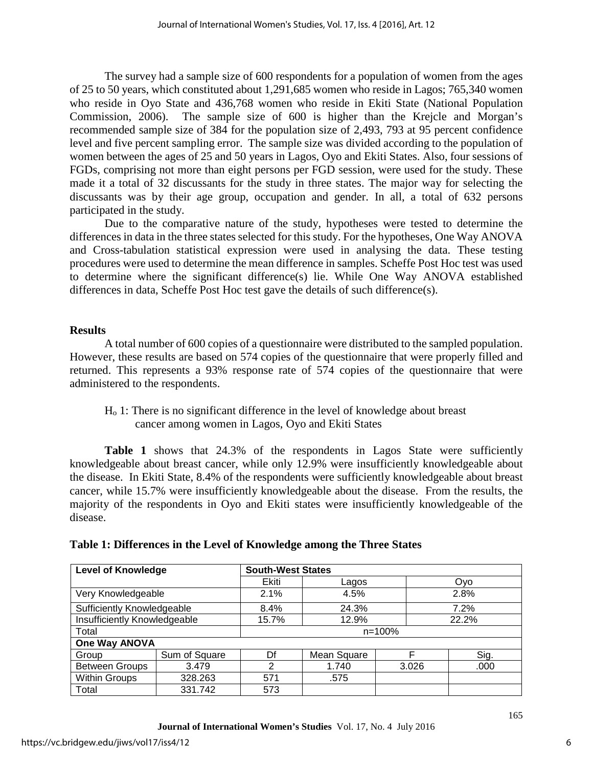The survey had a sample size of 600 respondents for a population of women from the ages of 25 to 50 years, which constituted about 1,291,685 women who reside in Lagos; 765,340 women who reside in Oyo State and 436,768 women who reside in Ekiti State (National Population Commission, 2006). The sample size of 600 is higher than the Krejcle and Morgan's recommended sample size of 384 for the population size of 2,493, 793 at 95 percent confidence level and five percent sampling error. The sample size was divided according to the population of women between the ages of 25 and 50 years in Lagos, Oyo and Ekiti States. Also, four sessions of FGDs, comprising not more than eight persons per FGD session, were used for the study. These made it a total of 32 discussants for the study in three states. The major way for selecting the discussants was by their age group, occupation and gender. In all, a total of 632 persons participated in the study.

Due to the comparative nature of the study, hypotheses were tested to determine the differences in data in the three states selected for this study. For the hypotheses, One Way ANOVA and Cross-tabulation statistical expression were used in analysing the data. These testing procedures were used to determine the mean difference in samples. Scheffe Post Hoc test was used to determine where the significant difference(s) lie. While One Way ANOVA established differences in data, Scheffe Post Hoc test gave the details of such difference(s).

## Results

A total number of 600 copies of a questionnaire were distributed to the sampled population. However, these results are based on 574 copies of the questionnaire that were properly filled and returned. This represents a 93% response rate of 574 copies of the questionnaire that were administered to the respondents.

$H_o$ 1: There is no significant difference in the level of knowledge about breast cancer among women in Lagos, Oyo and Ekiti States

**Table 1** shows that 24.3% of the respondents in Lagos State were sufficiently knowledgeable about breast cancer, while only 12.9% were insufficiently knowledgeable about the disease. In Ekiti State, 8.4% of the respondents were sufficiently knowledgeable about breast cancer, while 15.7% were insufficiently knowledgeable about the disease. From the results, the majority of the respondents in Oyo and Ekiti states were insufficiently knowledgeable of the disease.

**Table 1: Differences in the Level of Knowledge among the Three States**

| **Level of Knowledge** | | **South-West States** | | | |
|---|---|---|---|---|---|
| | | Ekiti | Lagos | | Oyo |
| Very Knowledgeable | | 2.1% | 4.5% | | 2.8% |
| Sufficiently Knowledgeable | | 8.4% | 24.3% | | 7.2% |
| Insufficiently Knowledgeable | | 15.7% | 12.9% | | 22.2% |
| Total | | n=100% | | | |
| **One Way ANOVA** | | | | | |
| Group | Sum of Square | Df | Mean Square | F | Sig. |
| Between Groups | 3.479 | 2 | 1.740 | 3.026 | .000 |
| Within Groups | 328.263 | 571 | .575 | | |
| Total | 331.742 | 573 | | | |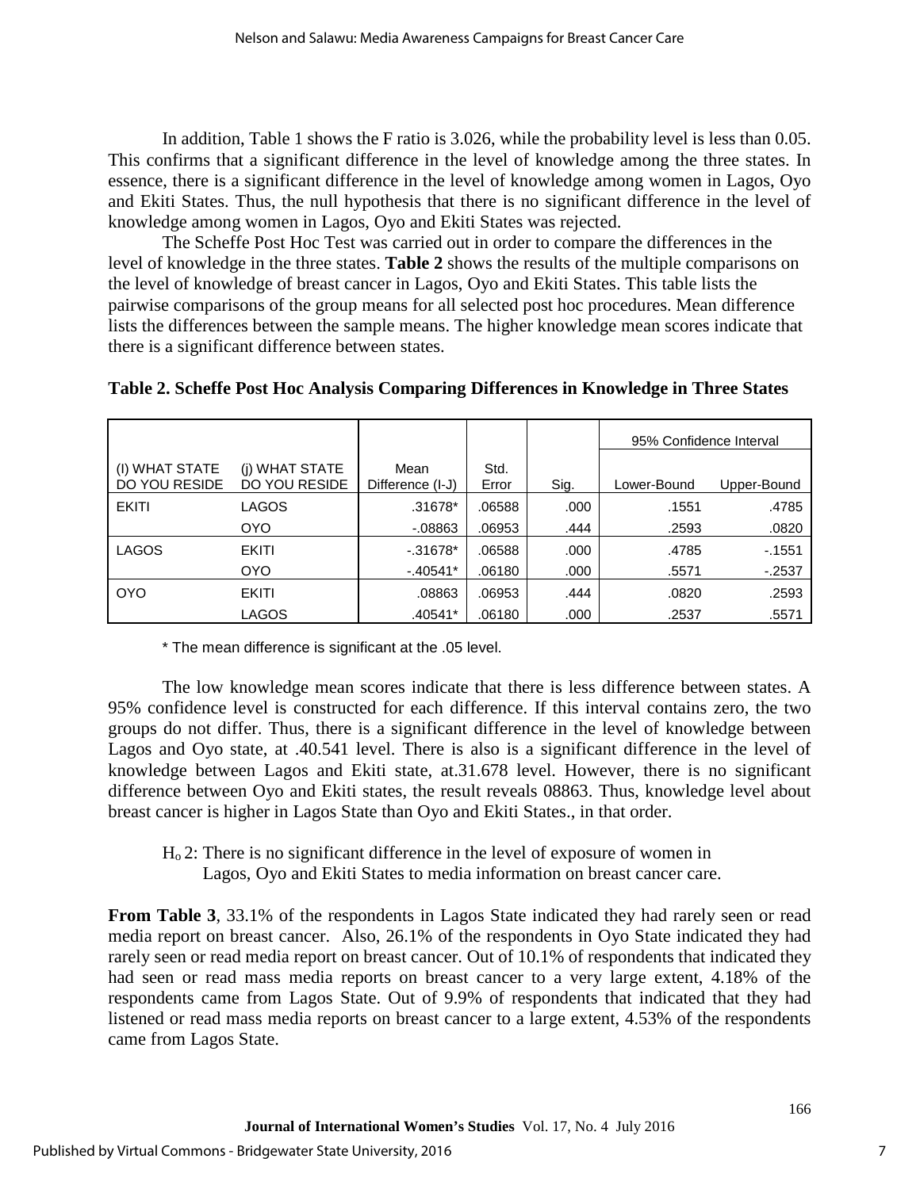In addition, Table 1 shows the F ratio is 3.026, while the probability level is less than 0.05. This confirms that a significant difference in the level of knowledge among the three states. In essence, there is a significant difference in the level of knowledge among women in Lagos, Oyo and Ekiti States. Thus, the null hypothesis that there is no significant difference in the level of knowledge among women in Lagos, Oyo and Ekiti States was rejected.

The Scheffe Post Hoc Test was carried out in order to compare the differences in the level of knowledge in the three states. **Table 2** shows the results of the multiple comparisons on the level of knowledge of breast cancer in Lagos, Oyo and Ekiti States. This table lists the pairwise comparisons of the group means for all selected post hoc procedures. Mean difference lists the differences between the sample means. The higher knowledge mean scores indicate that there is a significant difference between states.

**Table 2. Scheffe Post Hoc Analysis Comparing Differences in Knowledge in Three States**

| | | | | | 95% Confidence Interval | |
|---|---|---|---|---|---|---|
| (I) WHAT STATE DO YOU RESIDE | (j) WHAT STATE DO YOU RESIDE | Mean Difference (I-J) | Std. Error | Sig. | Lower-Bound | Upper-Bound |
| EKITI | LAGOS | .31678* | .06588 | .000 | .1551 | .4785 |
| | OYO | -.08863 | .06953 | .444 | .2593 | .0820 |
| LAGOS | EKITI | -.31678* | .06588 | .000 | .4785 | -.1551 |
| | OYO | -.40541* | .06180 | .000 | .5571 | -.2537 |
| OYO | EKITI | .08863 | .06953 | .444 | .0820 | .2593 |
| | LAGOS | .40541* | .06180 | .000 | .2537 | .5571 |

\* The mean difference is significant at the .05 level.

The low knowledge mean scores indicate that there is less difference between states. A 95% confidence level is constructed for each difference. If this interval contains zero, the two groups do not differ. Thus, there is a significant difference in the level of knowledge between Lagos and Oyo state, at .40.541 level. There is also is a significant difference in the level of knowledge between Lagos and Ekiti state, at.31.678 level. However, there is no significant difference between Oyo and Ekiti states, the result reveals 08863. Thus, knowledge level about breast cancer is higher in Lagos State than Oyo and Ekiti States., in that order.

$H_o$ 2: There is no significant difference in the level of exposure of women in Lagos, Oyo and Ekiti States to media information on breast cancer care.

**From Table 3**, 33.1% of the respondents in Lagos State indicated they had rarely seen or read media report on breast cancer. Also, 26.1% of the respondents in Oyo State indicated they had rarely seen or read media report on breast cancer. Out of 10.1% of respondents that indicated they had seen or read mass media reports on breast cancer to a very large extent, 4.18% of the respondents came from Lagos State. Out of 9.9% of respondents that indicated that they had listened or read mass media reports on breast cancer to a large extent, 4.53% of the respondents came from Lagos State.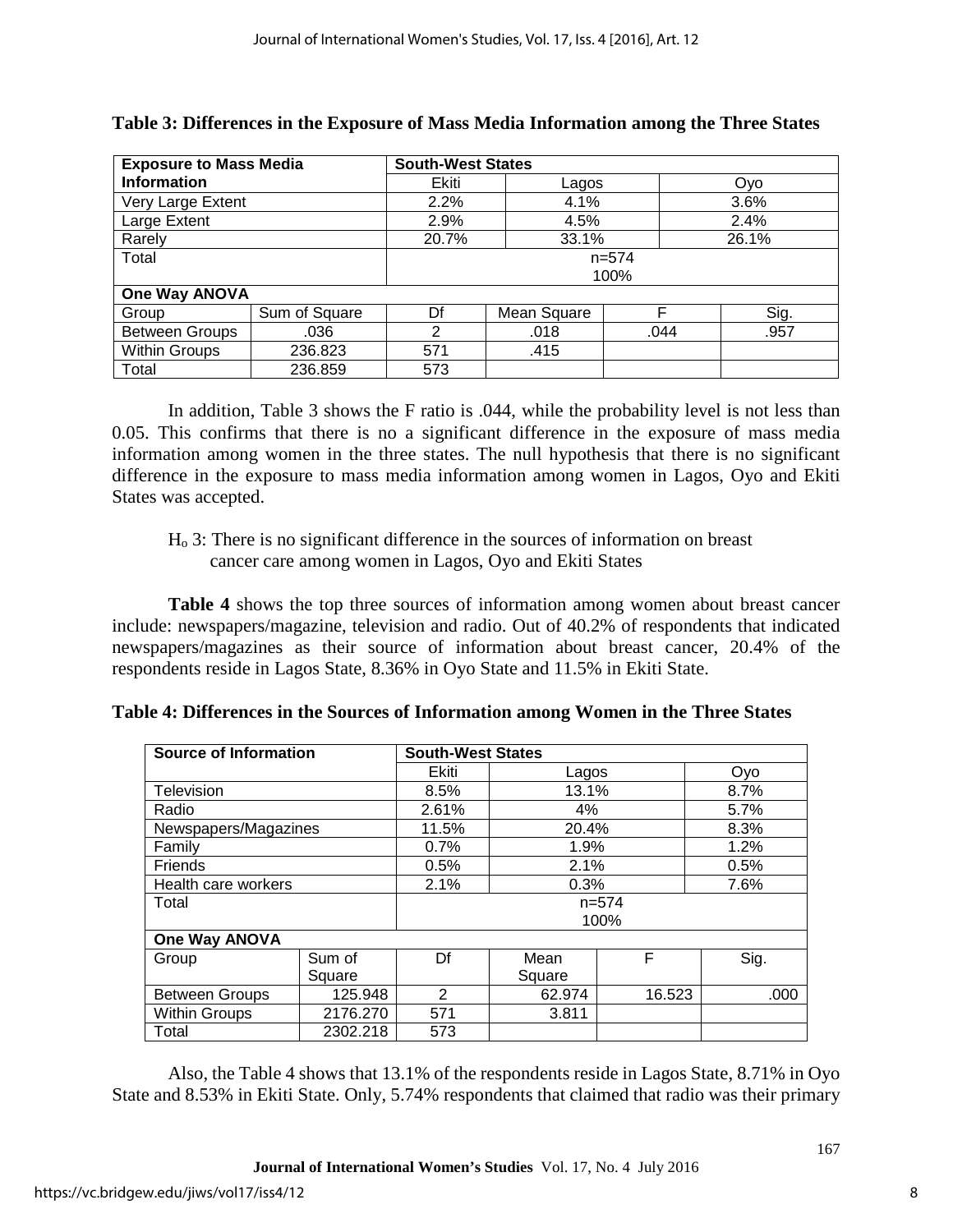**Table 3: Differences in the Exposure of Mass Media Information among the Three States**

| Exposure to Mass Media Information | | South-West States | | | | |
|---|---|---|---|---|---|---|
| | | Ekiti | Lagos | | Oyo | |
| Very Large Extent | | 2.2% | 4.1% | | 3.6% | |
| Large Extent | | 2.9% | 4.5% | | 2.4% | |
| Rarely | | 20.7% | 33.1% | | 26.1% | |
| Total | | n=574 100% | | | | |
| **One Way ANOVA** | | | | | | |
| Group | Sum of Square | Df | Mean Square | F | | Sig. |
| Between Groups | .036 | 2 | .018 | .044 | | .957 |
| Within Groups | 236.823 | 571 | .415 | | | |
| Total | 236.859 | 573 | | | | |

In addition, Table 3 shows the F ratio is .044, while the probability level is not less than 0.05. This confirms that there is no a significant difference in the exposure of mass media information among women in the three states. The null hypothesis that there is no significant difference in the exposure to mass media information among women in Lagos, Oyo and Ekiti States was accepted.

$H_o$ 3: There is no significant difference in the sources of information on breast cancer care among women in Lagos, Oyo and Ekiti States

**Table 4** shows the top three sources of information among women about breast cancer include: newspapers/magazine, television and radio. Out of 40.2% of respondents that indicated newspapers/magazines as their source of information about breast cancer, 20.4% of the respondents reside in Lagos State, 8.36% in Oyo State and 11.5% in Ekiti State.

**Table 4: Differences in the Sources of Information among Women in the Three States**

| Source of Information | | South-West States | | | |
|---|---|---|---|---|---|
| | | Ekiti | Lagos | | Oyo |
| Television | | 8.5% | 13.1% | | 8.7% |
| Radio | | 2.61% | 4% | | 5.7% |
| Newspapers/Magazines | | 11.5% | 20.4% | | 8.3% |
| Family | | 0.7% | 1.9% | | 1.2% |
| Friends | | 0.5% | 2.1% | | 0.5% |
| Health care workers | | 2.1% | 0.3% | | 7.6% |
| Total | | n=574 100% | | | |
| **One Way ANOVA** | | | | | |
| Group | Sum of Square | Df | Mean Square | F | Sig. |
| Between Groups | 125.948 | 2 | 62.974 | 16.523 | .000 |
| Within Groups | 2176.270 | 571 | 3.811 | | |
| Total | 2302.218 | 573 | | | |

Also, the Table 4 shows that 13.1% of the respondents reside in Lagos State, 8.71% in Oyo State and 8.53% in Ekiti State. Only, 5.74% respondents that claimed that radio was their primary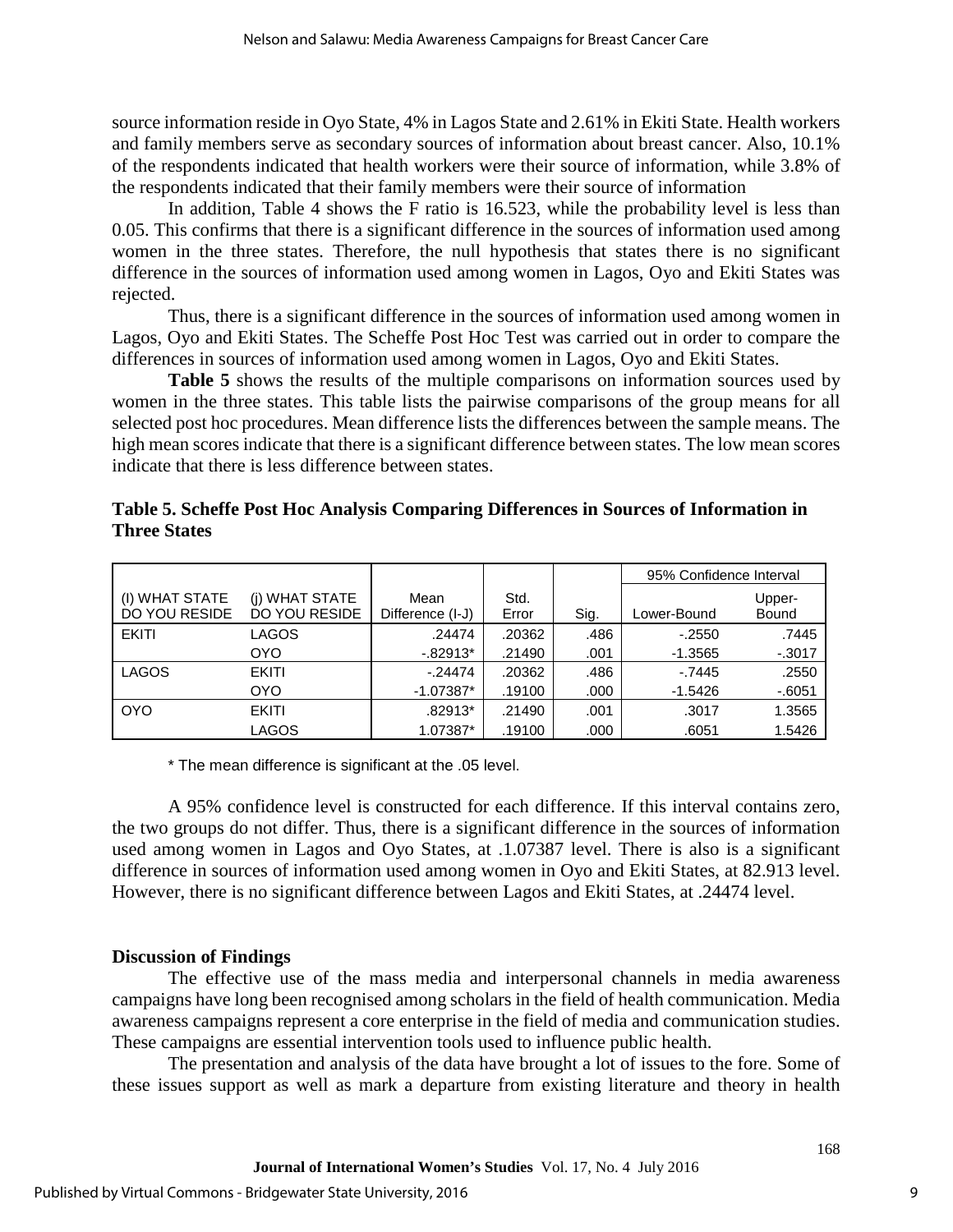source information reside in Oyo State, 4% in Lagos State and 2.61% in Ekiti State. Health workers and family members serve as secondary sources of information about breast cancer. Also, 10.1% of the respondents indicated that health workers were their source of information, while 3.8% of the respondents indicated that their family members were their source of information

In addition, Table 4 shows the F ratio is 16.523, while the probability level is less than 0.05. This confirms that there is a significant difference in the sources of information used among women in the three states. Therefore, the null hypothesis that states there is no significant difference in the sources of information used among women in Lagos, Oyo and Ekiti States was rejected.

Thus, there is a significant difference in the sources of information used among women in Lagos, Oyo and Ekiti States. The Scheffe Post Hoc Test was carried out in order to compare the differences in sources of information used among women in Lagos, Oyo and Ekiti States.

**Table 5** shows the results of the multiple comparisons on information sources used by women in the three states. This table lists the pairwise comparisons of the group means for all selected post hoc procedures. Mean difference lists the differences between the sample means. The high mean scores indicate that there is a significant difference between states. The low mean scores indicate that there is less difference between states.

**Table 5. Scheffe Post Hoc Analysis Comparing Differences in Sources of Information in Three States**

| | | | | | 95% Confidence Interval | |
|---|---|---|---|---|---|---|
| (I) WHAT STATE DO YOU RESIDE | (j) WHAT STATE DO YOU RESIDE | Mean Difference (I-J) | Std. Error | Sig. | Lower-Bound | Upper-Bound |
| EKITI | LAGOS | .24474 | .20362 | .486 | -.2550 | .7445 |
| | OYO | -.82913* | .21490 | .001 | -1.3565 | -.3017 |
| LAGOS | EKITI | -.24474 | .20362 | .486 | -.7445 | .2550 |
| | OYO | -1.07387* | .19100 | .000 | -1.5426 | -.6051 |
| OYO | EKITI | .82913* | .21490 | .001 | .3017 | 1.3565 |
| | LAGOS | 1.07387* | .19100 | .000 | .6051 | 1.5426 |

\* The mean difference is significant at the .05 level.

A 95% confidence level is constructed for each difference. If this interval contains zero, the two groups do not differ. Thus, there is a significant difference in the sources of information used among women in Lagos and Oyo States, at .1.07387 level. There is also is a significant difference in sources of information used among women in Oyo and Ekiti States, at 82.913 level. However, there is no significant difference between Lagos and Ekiti States, at .24474 level.

### Discussion of Findings

The effective use of the mass media and interpersonal channels in media awareness campaigns have long been recognised among scholars in the field of health communication. Media awareness campaigns represent a core enterprise in the field of media and communication studies. These campaigns are essential intervention tools used to influence public health.

The presentation and analysis of the data have brought a lot of issues to the fore. Some of these issues support as well as mark a departure from existing literature and theory in health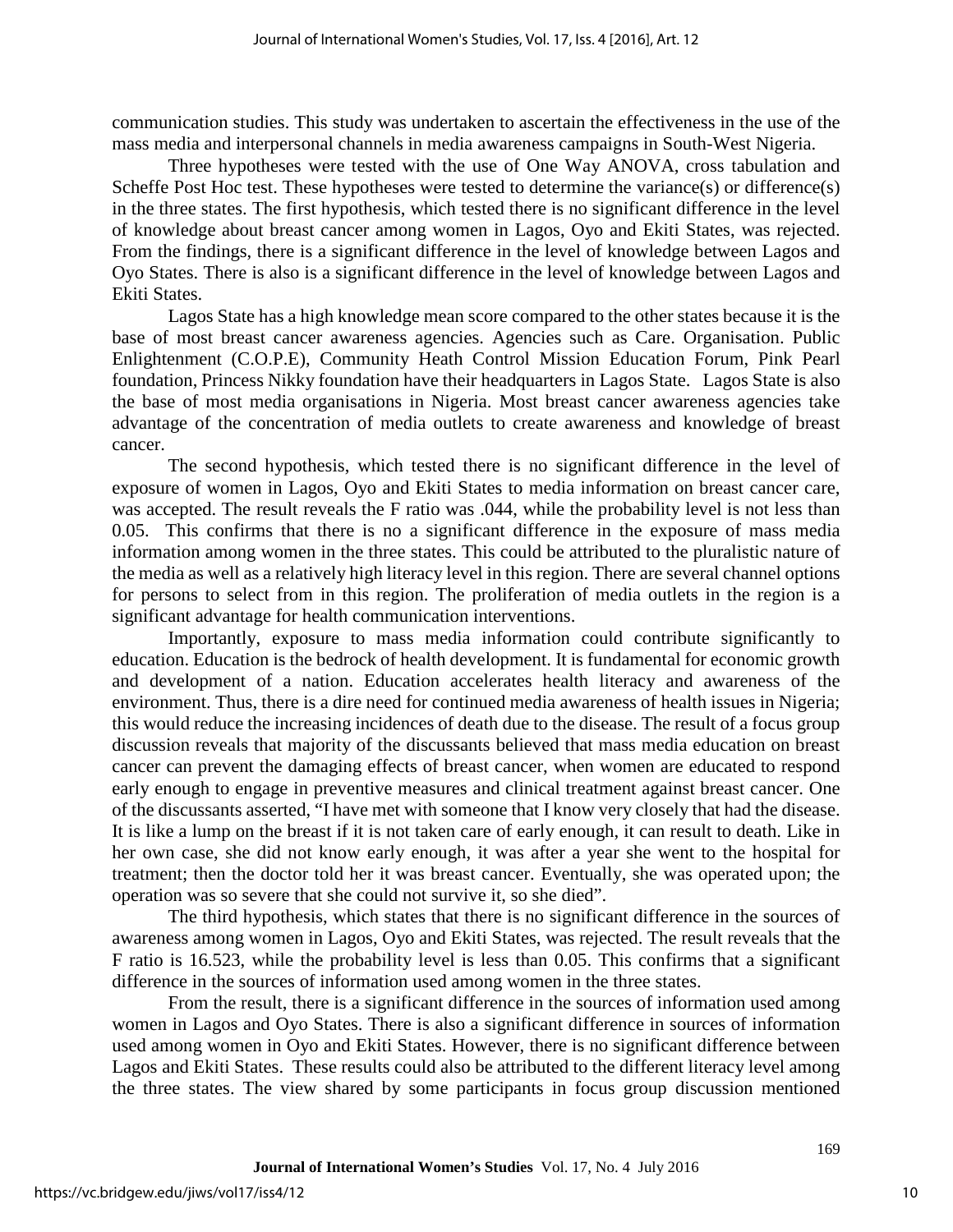communication studies. This study was undertaken to ascertain the effectiveness in the use of the mass media and interpersonal channels in media awareness campaigns in South-West Nigeria.

Three hypotheses were tested with the use of One Way ANOVA, cross tabulation and Scheffe Post Hoc test. These hypotheses were tested to determine the variance(s) or difference(s) in the three states. The first hypothesis, which tested there is no significant difference in the level of knowledge about breast cancer among women in Lagos, Oyo and Ekiti States, was rejected. From the findings, there is a significant difference in the level of knowledge between Lagos and Oyo States. There is also is a significant difference in the level of knowledge between Lagos and Ekiti States.

Lagos State has a high knowledge mean score compared to the other states because it is the base of most breast cancer awareness agencies. Agencies such as Care. Organisation. Public Enlightenment (C.O.P.E), Community Heath Control Mission Education Forum, Pink Pearl foundation, Princess Nikky foundation have their headquarters in Lagos State. Lagos State is also the base of most media organisations in Nigeria. Most breast cancer awareness agencies take advantage of the concentration of media outlets to create awareness and knowledge of breast cancer.

The second hypothesis, which tested there is no significant difference in the level of exposure of women in Lagos, Oyo and Ekiti States to media information on breast cancer care, was accepted. The result reveals the F ratio was .044, while the probability level is not less than 0.05. This confirms that there is no a significant difference in the exposure of mass media information among women in the three states. This could be attributed to the pluralistic nature of the media as well as a relatively high literacy level in this region. There are several channel options for persons to select from in this region. The proliferation of media outlets in the region is a significant advantage for health communication interventions.

Importantly, exposure to mass media information could contribute significantly to education. Education is the bedrock of health development. It is fundamental for economic growth and development of a nation. Education accelerates health literacy and awareness of the environment. Thus, there is a dire need for continued media awareness of health issues in Nigeria; this would reduce the increasing incidences of death due to the disease. The result of a focus group discussion reveals that majority of the discussants believed that mass media education on breast cancer can prevent the damaging effects of breast cancer, when women are educated to respond early enough to engage in preventive measures and clinical treatment against breast cancer. One of the discussants asserted, "I have met with someone that I know very closely that had the disease. It is like a lump on the breast if it is not taken care of early enough, it can result to death. Like in her own case, she did not know early enough, it was after a year she went to the hospital for treatment; then the doctor told her it was breast cancer. Eventually, she was operated upon; the operation was so severe that she could not survive it, so she died".

The third hypothesis, which states that there is no significant difference in the sources of awareness among women in Lagos, Oyo and Ekiti States, was rejected. The result reveals that the F ratio is 16.523, while the probability level is less than 0.05. This confirms that a significant difference in the sources of information used among women in the three states.

From the result, there is a significant difference in the sources of information used among women in Lagos and Oyo States. There is also a significant difference in sources of information used among women in Oyo and Ekiti States. However, there is no significant difference between Lagos and Ekiti States. These results could also be attributed to the different literacy level among the three states. The view shared by some participants in focus group discussion mentioned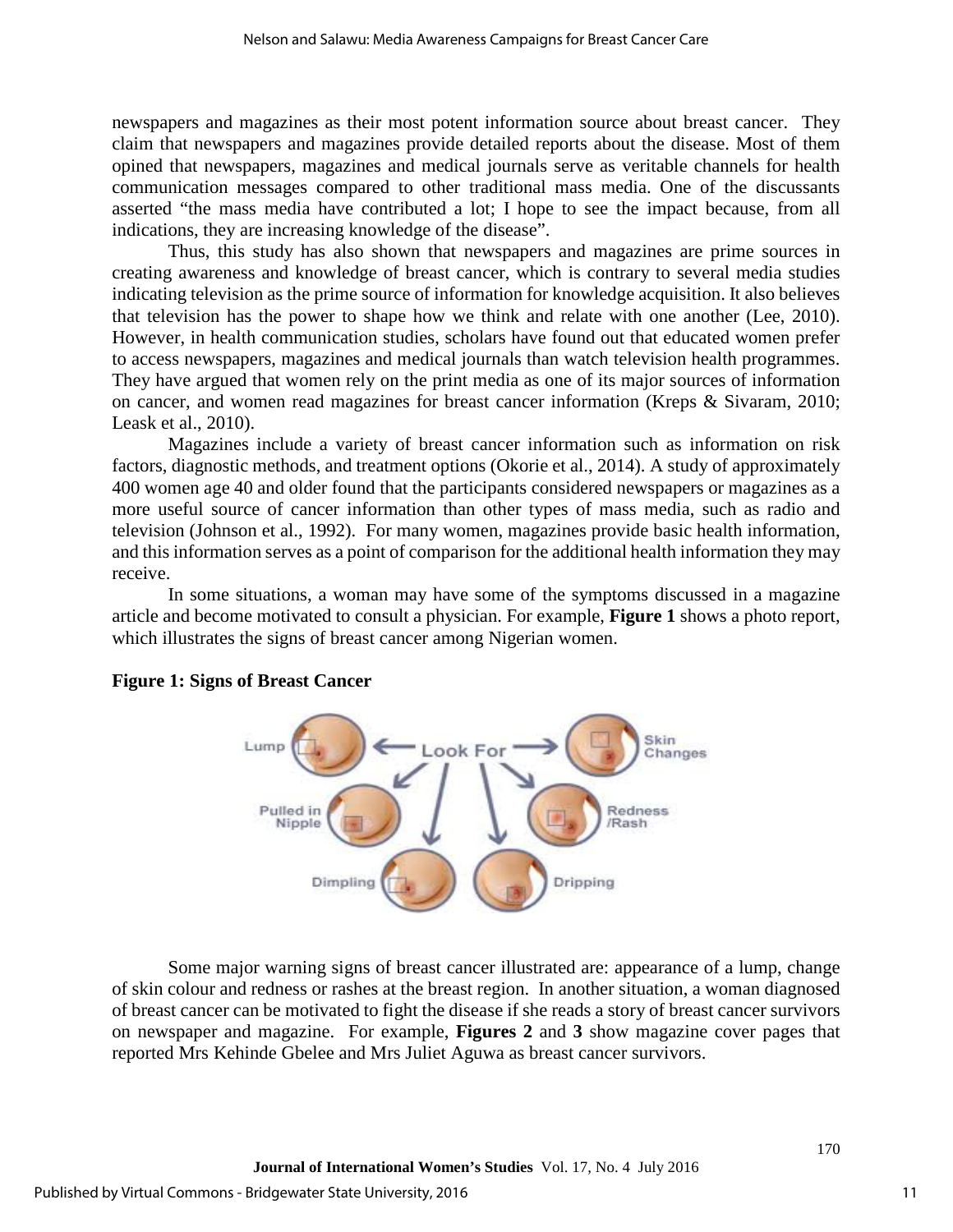newspapers and magazines as their most potent information source about breast cancer. They claim that newspapers and magazines provide detailed reports about the disease. Most of them opined that newspapers, magazines and medical journals serve as veritable channels for health communication messages compared to other traditional mass media. One of the discussants asserted "the mass media have contributed a lot; I hope to see the impact because, from all indications, they are increasing knowledge of the disease".

Thus, this study has also shown that newspapers and magazines are prime sources in creating awareness and knowledge of breast cancer, which is contrary to several media studies indicating television as the prime source of information for knowledge acquisition. It also believes that television has the power to shape how we think and relate with one another (Lee, 2010). However, in health communication studies, scholars have found out that educated women prefer to access newspapers, magazines and medical journals than watch television health programmes. They have argued that women rely on the print media as one of its major sources of information on cancer, and women read magazines for breast cancer information (Kreps & Sivaram, 2010; Leask et al., 2010).

Magazines include a variety of breast cancer information such as information on risk factors, diagnostic methods, and treatment options (Okorie et al., 2014). A study of approximately 400 women age 40 and older found that the participants considered newspapers or magazines as a more useful source of cancer information than other types of mass media, such as radio and television (Johnson et al., 1992). For many women, magazines provide basic health information, and this information serves as a point of comparison for the additional health information they may receive.

In some situations, a woman may have some of the symptoms discussed in a magazine article and become motivated to consult a physician. For example, **Figure 1** shows a photo report, which illustrates the signs of breast cancer among Nigerian women.

**Figure 1: Signs of Breast Cancer**

Some major warning signs of breast cancer illustrated are: appearance of a lump, change of skin colour and redness or rashes at the breast region. In another situation, a woman diagnosed of breast cancer can be motivated to fight the disease if she reads a story of breast cancer survivors on newspaper and magazine. For example, **Figures 2** and **3** show magazine cover pages that reported Mrs Kehinde Gbelee and Mrs Juliet Aguwa as breast cancer survivors.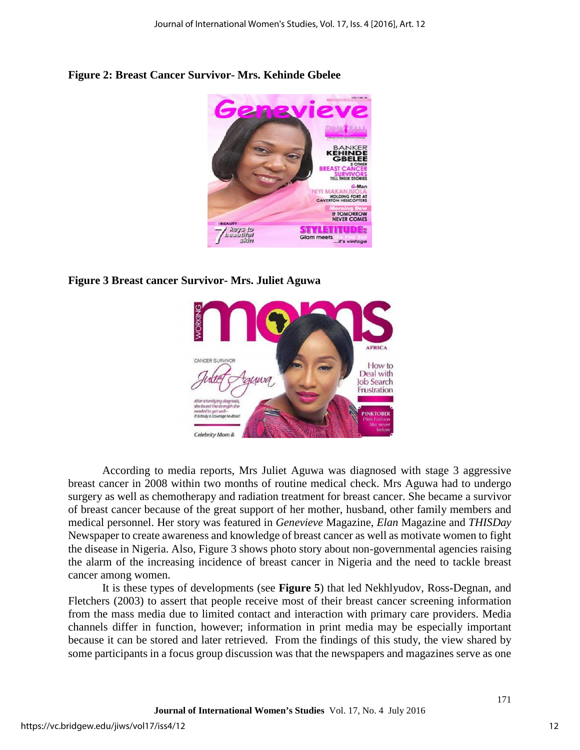**Figure 2: Breast Cancer Survivor- Mrs. Kehinde Gbelee**

**Figure 3 Breast cancer Survivor- Mrs. Juliet Aguwa**

According to media reports, Mrs Juliet Aguwa was diagnosed with stage 3 aggressive breast cancer in 2008 within two months of routine medical check. Mrs Aguwa had to undergo surgery as well as chemotherapy and radiation treatment for breast cancer. She became a survivor of breast cancer because of the great support of her mother, husband, other family members and medical personnel. Her story was featured in *Genevieve* Magazine, *Elan* Magazine and *THISDay* Newspaper to create awareness and knowledge of breast cancer as well as motivate women to fight the disease in Nigeria. Also, Figure 3 shows photo story about non-governmental agencies raising the alarm of the increasing incidence of breast cancer in Nigeria and the need to tackle breast cancer among women.

It is these types of developments (see **Figure 5**) that led Nekhlyudov, Ross-Degnan, and Fletchers (2003) to assert that people receive most of their breast cancer screening information from the mass media due to limited contact and interaction with primary care providers. Media channels differ in function, however; information in print media may be especially important because it can be stored and later retrieved. From the findings of this study, the view shared by some participants in a focus group discussion was that the newspapers and magazines serve as one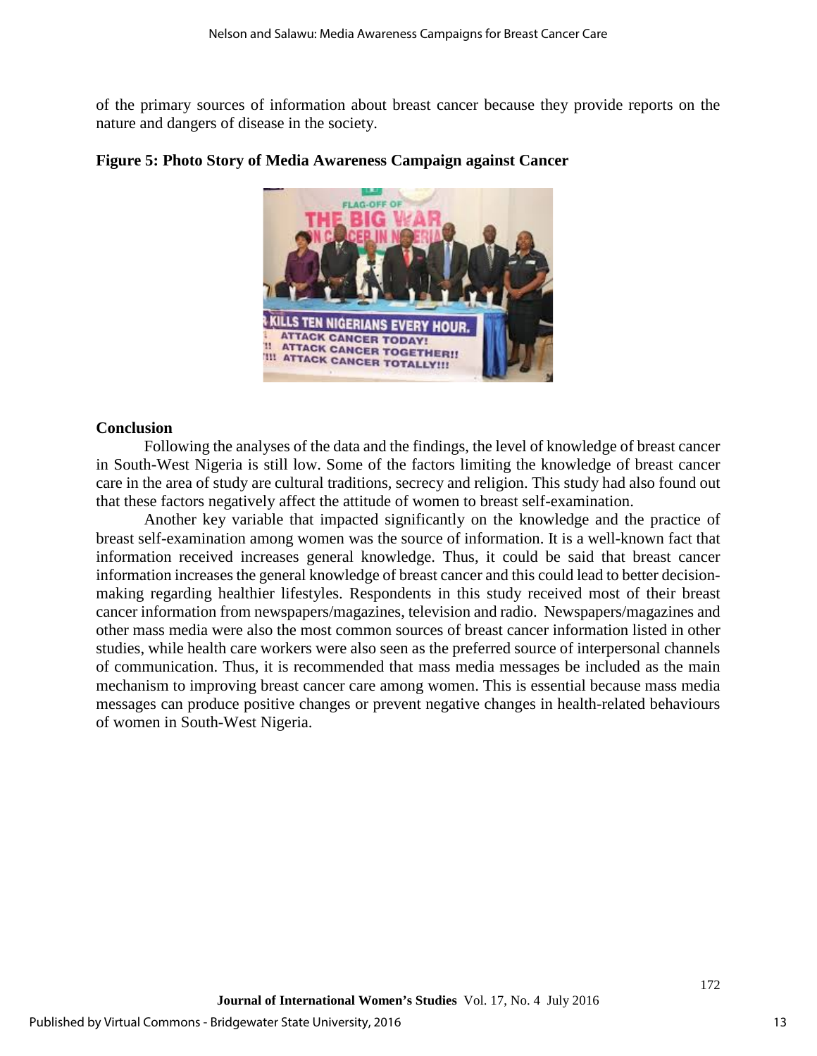of the primary sources of information about breast cancer because they provide reports on the nature and dangers of disease in the society.

**Figure 5: Photo Story of Media Awareness Campaign against Cancer**

## Conclusion

Following the analyses of the data and the findings, the level of knowledge of breast cancer in South-West Nigeria is still low. Some of the factors limiting the knowledge of breast cancer care in the area of study are cultural traditions, secrecy and religion. This study had also found out that these factors negatively affect the attitude of women to breast self-examination.

Another key variable that impacted significantly on the knowledge and the practice of breast self-examination among women was the source of information. It is a well-known fact that information received increases general knowledge. Thus, it could be said that breast cancer information increases the general knowledge of breast cancer and this could lead to better decision-making regarding healthier lifestyles. Respondents in this study received most of their breast cancer information from newspapers/magazines, television and radio. Newspapers/magazines and other mass media were also the most common sources of breast cancer information listed in other studies, while health care workers were also seen as the preferred source of interpersonal channels of communication. Thus, it is recommended that mass media messages be included as the main mechanism to improving breast cancer care among women. This is essential because mass media messages can produce positive changes or prevent negative changes in health-related behaviours of women in South-West Nigeria.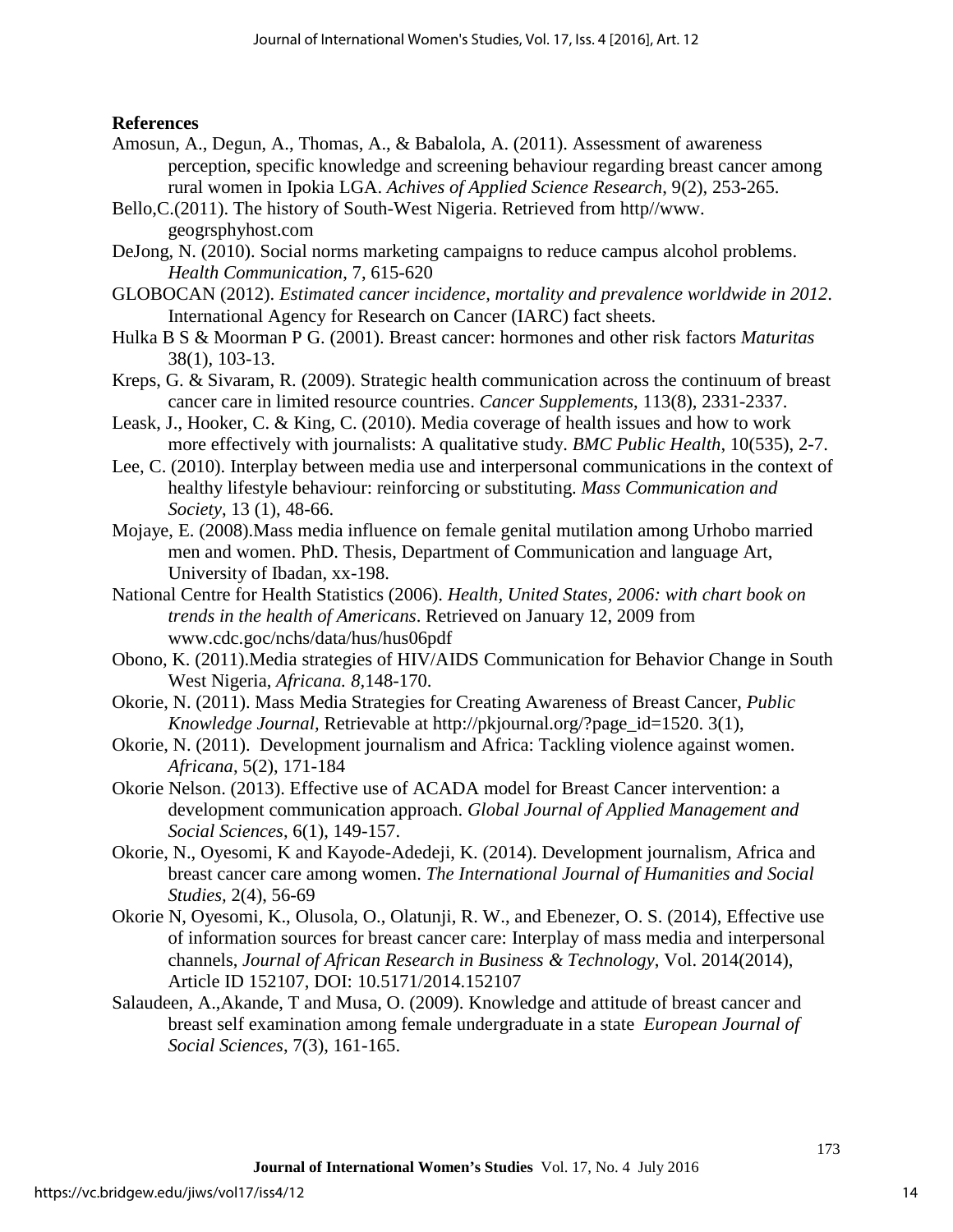**References**

Amosun, A., Degun, A., Thomas, A., & Babalola, A. (2011). Assessment of awareness perception, specific knowledge and screening behaviour regarding breast cancer among rural women in Ipokia LGA. *Achives of Applied Science Research*, 9(2), 253-265.

Bello,C.(2011). The history of South-West Nigeria. Retrieved from http//www. geogrsphyhost.com

DeJong, N. (2010). Social norms marketing campaigns to reduce campus alcohol problems. *Health Communication*, 7, 615-620

GLOBOCAN (2012). *Estimated cancer incidence, mortality and prevalence worldwide in 2012*. International Agency for Research on Cancer (IARC) fact sheets.

Hulka B S & Moorman P G. (2001). Breast cancer: hormones and other risk factors *Maturitas* 38(1), 103-13.

Kreps, G. & Sivaram, R. (2009). Strategic health communication across the continuum of breast cancer care in limited resource countries. *Cancer Supplements*, 113(8), 2331-2337.

Leask, J., Hooker, C. & King, C. (2010). Media coverage of health issues and how to work more effectively with journalists: A qualitative study. *BMC Public Health*, 10(535), 2-7.

Lee, C. (2010). Interplay between media use and interpersonal communications in the context of healthy lifestyle behaviour: reinforcing or substituting. *Mass Communication and Society*, 13 (1), 48-66.

Mojaye, E. (2008).Mass media influence on female genital mutilation among Urhobo married men and women. PhD. Thesis, Department of Communication and language Art, University of Ibadan, xx-198.

National Centre for Health Statistics (2006). *Health, United States, 2006: with chart book on trends in the health of Americans*. Retrieved on January 12, 2009 from www.cdc.goc/nchs/data/hus/hus06pdf

Obono, K. (2011).Media strategies of HIV/AIDS Communication for Behavior Change in South West Nigeria, *Africana. 8,*148-170.

Okorie, N. (2011). Mass Media Strategies for Creating Awareness of Breast Cancer, *Public Knowledge Journal,* Retrievable at http://pkjournal.org/?page_id=1520. 3(1),

Okorie, N. (2011). Development journalism and Africa: Tackling violence against women. *Africana*, 5(2), 171-184

Okorie Nelson. (2013). Effective use of ACADA model for Breast Cancer intervention: a development communication approach. *Global Journal of Applied Management and Social Sciences*, 6(1), 149-157.

Okorie, N., Oyesomi, K and Kayode-Adedeji, K. (2014). Development journalism, Africa and breast cancer care among women. *The International Journal of Humanities and Social Studies,* 2(4), 56-69

Okorie N, Oyesomi, K., Olusola, O., Olatunji, R. W., and Ebenezer, O. S. (2014), Effective use of information sources for breast cancer care: Interplay of mass media and interpersonal channels, *Journal of African Research in Business & Technology*, Vol. 2014(2014), Article ID 152107, DOI: 10.5171/2014.152107

Salaudeen, A.,Akande, T and Musa, O. (2009). Knowledge and attitude of breast cancer and breast self examination among female undergraduate in a state *European Journal of Social Sciences*, 7(3), 161-165.